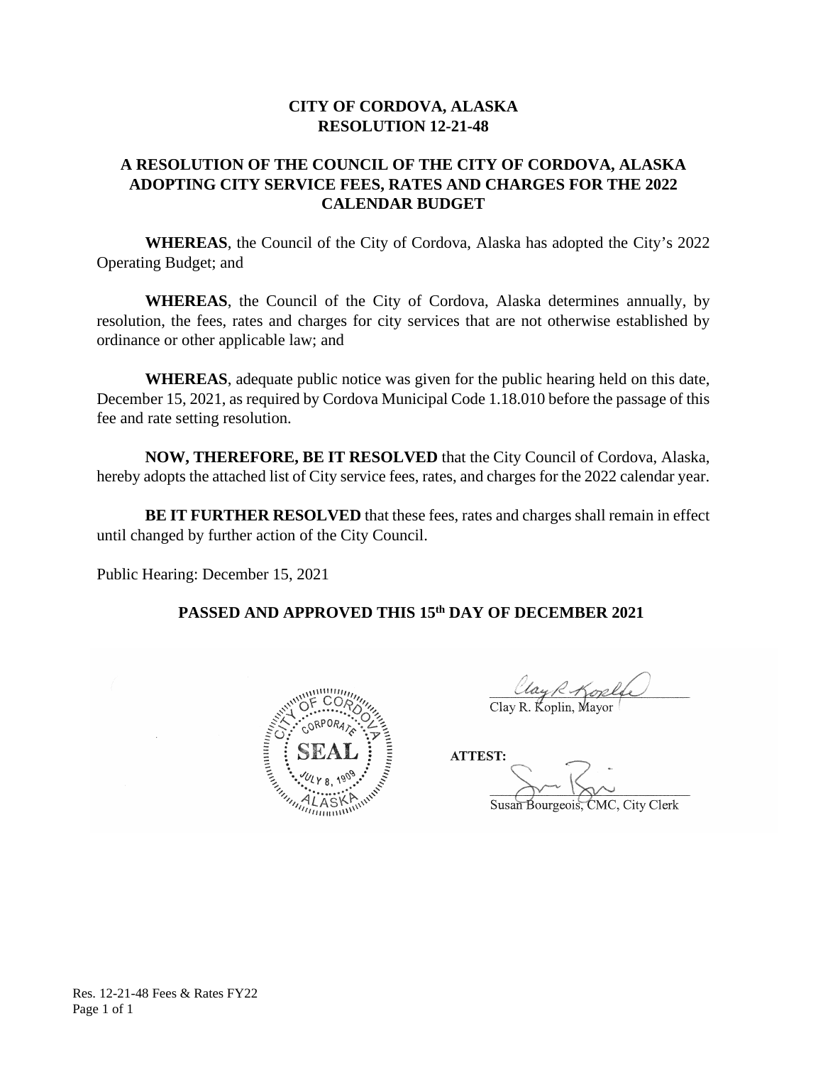# CITY OF CORDOVA, ALASKA
# RESOLUTION 12-21-48

## A RESOLUTION OF THE COUNCIL OF THE CITY OF CORDOVA, ALASKA ADOPTING CITY SERVICE FEES, RATES AND CHARGES FOR THE 2022 CALENDAR BUDGET

**WHEREAS**, the Council of the City of Cordova, Alaska has adopted the City's 2022 Operating Budget; and

**WHEREAS**, the Council of the City of Cordova, Alaska determines annually, by resolution, the fees, rates and charges for city services that are not otherwise established by ordinance or other applicable law; and

**WHEREAS**, adequate public notice was given for the public hearing held on this date, December 15, 2021, as required by Cordova Municipal Code 1.18.010 before the passage of this fee and rate setting resolution.

**NOW, THEREFORE, BE IT RESOLVED** that the City Council of Cordova, Alaska, hereby adopts the attached list of City service fees, rates, and charges for the 2022 calendar year.

**BE IT FURTHER RESOLVED** that these fees, rates and charges shall remain in effect until changed by further action of the City Council.

Public Hearing: December 15, 2021

**PASSED AND APPROVED THIS 15th DAY OF DECEMBER 2021**

CITY OF CORDOVA CORPORATE SEAL JULY 8, 1909 ALASKA

Clay R. Koplin, Mayor

**ATTEST:**

Susan Bourgeois, CMC, City Clerk

Res. 12-21-48 Fees & Rates FY22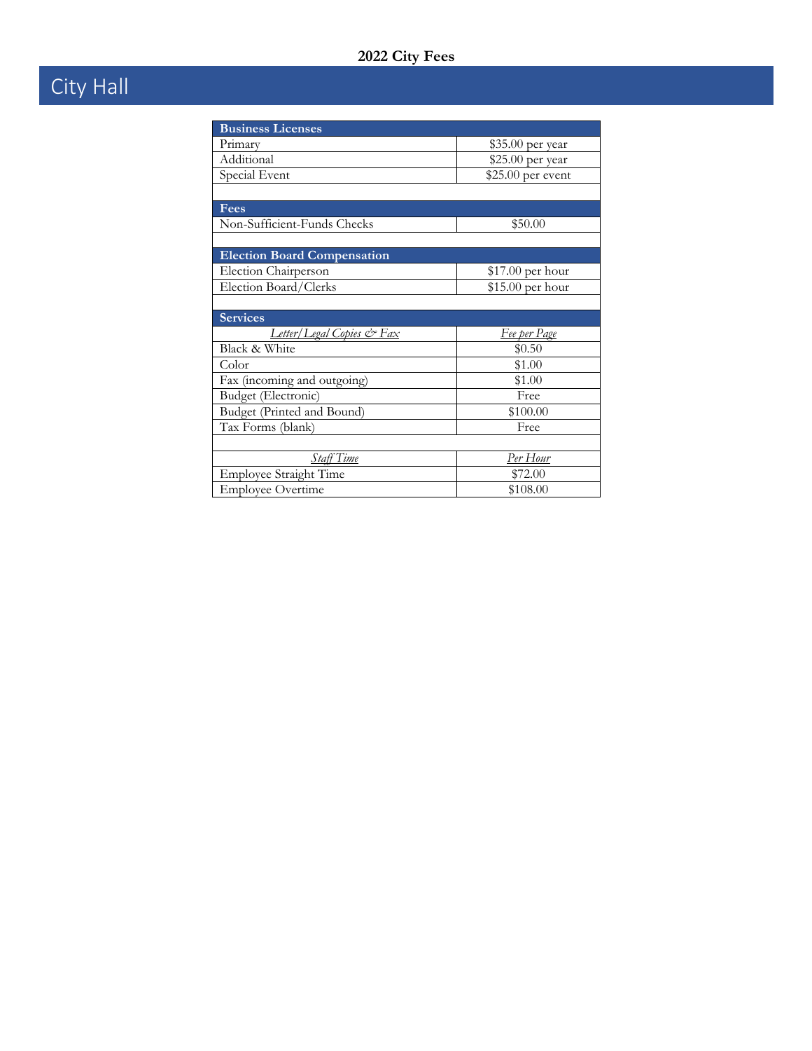**2022 City Fees**

# City Hall

| Business Licenses | |
|---|---|
| Primary | $35.00 per year |
| Additional | $25.00 per year |
| Special Event | $25.00 per event |
| | |
| **Fees** | |
| Non-Sufficient-Funds Checks | $50.00 |
| | |
| **Election Board Compensation** | |
| Election Chairperson | $17.00 per hour |
| Election Board/Clerks | $15.00 per hour |
| | |
| **Services** | |
| *Letter/Legal Copies & Fax* | *Fee per Page* |
| Black & White | $0.50 |
| Color | $1.00 |
| Fax (incoming and outgoing) | $1.00 |
| Budget (Electronic) | Free |
| Budget (Printed and Bound) | $100.00 |
| Tax Forms (blank) | Free |
| | |
| *Staff Time* | *Per Hour* |
| Employee Straight Time | $72.00 |
| Employee Overtime | $108.00 |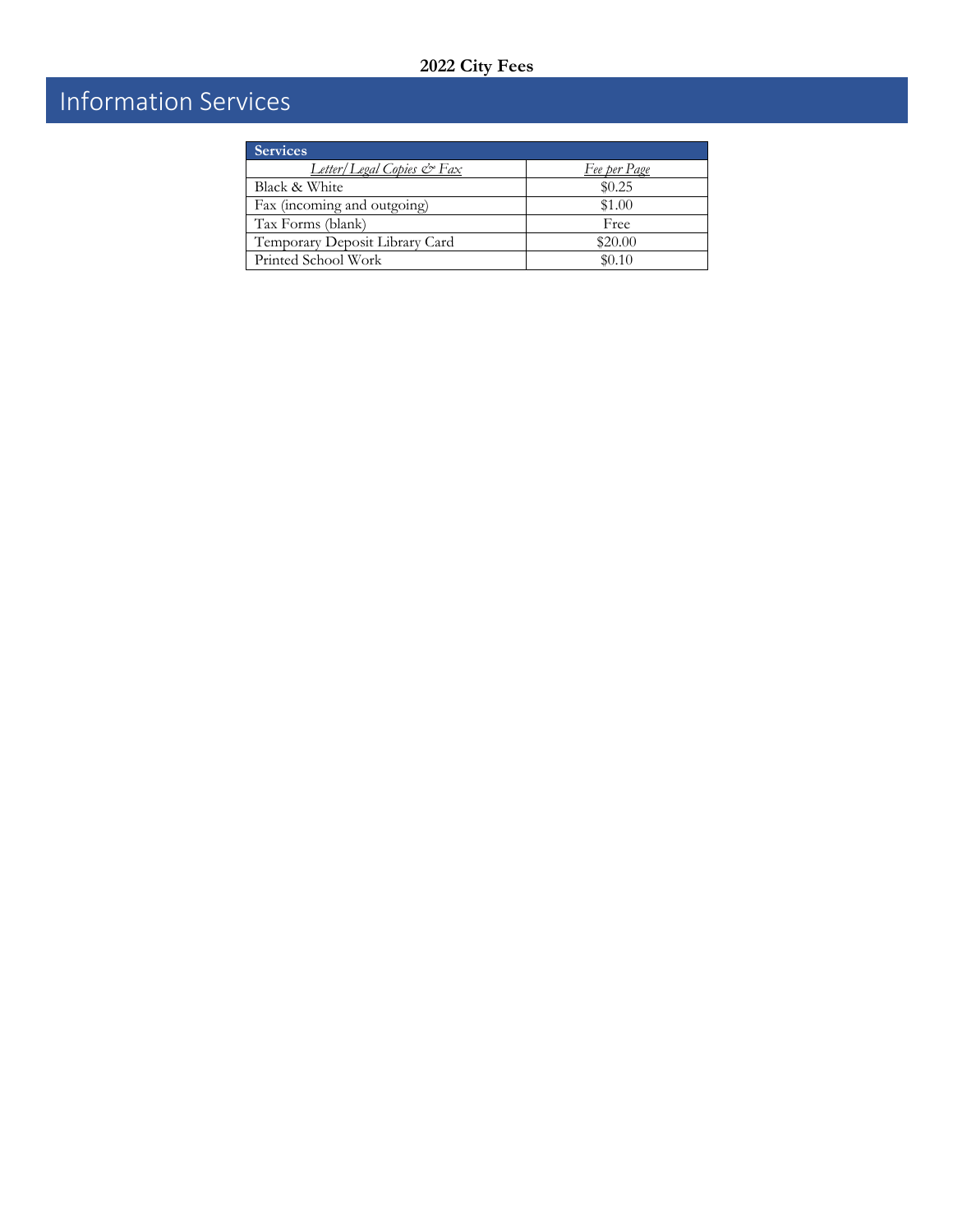# 2022 City Fees

## Information Services

| Services | |
|---|---|
| *Letter/Legal Copies & Fax* | *Fee per Page* |
| Black & White | $0.25 |
| Fax (incoming and outgoing) | $1.00 |
| Tax Forms (blank) | Free |
| Temporary Deposit Library Card | $20.00 |
| Printed School Work | $0.10 |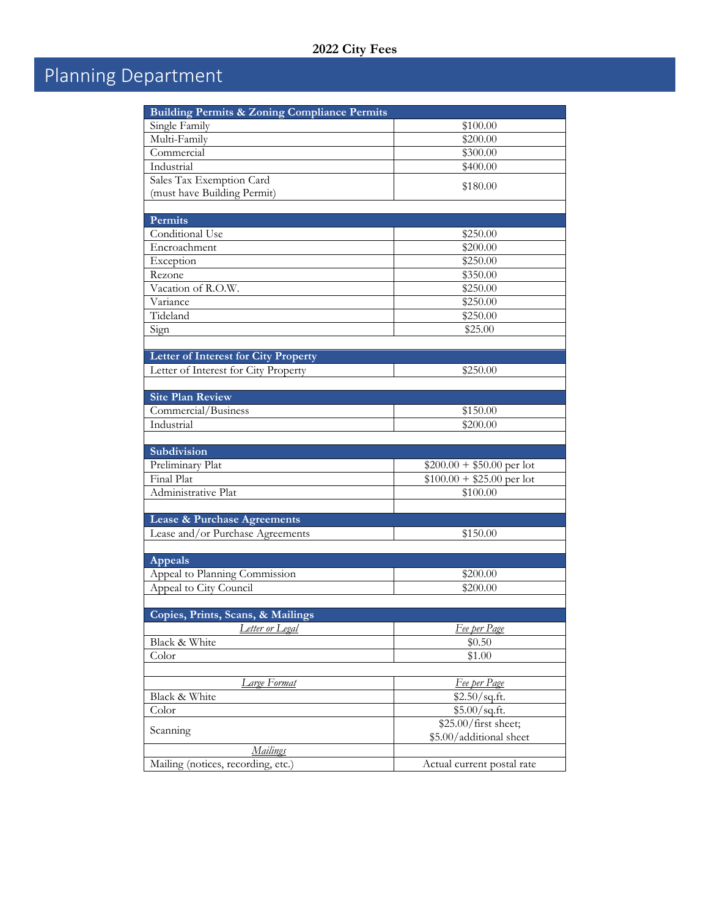**2022 City Fees**

# Planning Department

| Building Permits & Zoning Compliance Permits | |
|---|---|
| Single Family | $100.00 |
| Multi-Family | $200.00 |
| Commercial | $300.00 |
| Industrial | $400.00 |
| Sales Tax Exemption Card (must have Building Permit) | $180.00 |
| | |
| **Permits** | |
| Conditional Use | $250.00 |
| Encroachment | $200.00 |
| Exception | $250.00 |
| Rezone | $350.00 |
| Vacation of R.O.W. | $250.00 |
| Variance | $250.00 |
| Tideland | $250.00 |
| Sign | $25.00 |
| | |
| **Letter of Interest for City Property** | |
| Letter of Interest for City Property | $250.00 |
| | |
| **Site Plan Review** | |
| Commercial/Business | $150.00 |
| Industrial | $200.00 |
| | |
| **Subdivision** | |
| Preliminary Plat | $200.00 + $50.00 per lot |
| Final Plat | $100.00 + $25.00 per lot |
| Administrative Plat | $100.00 |
| | |
| **Lease & Purchase Agreements** | |
| Lease and/or Purchase Agreements | $150.00 |
| | |
| **Appeals** | |
| Appeal to Planning Commission | $200.00 |
| Appeal to City Council | $200.00 |
| | |
| **Copies, Prints, Scans, & Mailings** | |
| *Letter or Legal* | *Fee per Page* |
| Black & White | $0.50 |
| Color | $1.00 |
| | |
| *Large Format* | *Fee per Page* |
| Black & White | $2.50/sq.ft. |
| Color | $5.00/sq.ft. |
| Scanning | $25.00/first sheet; $5.00/additional sheet |
| *Mailings* | |
| Mailing (notices, recording, etc.) | Actual current postal rate |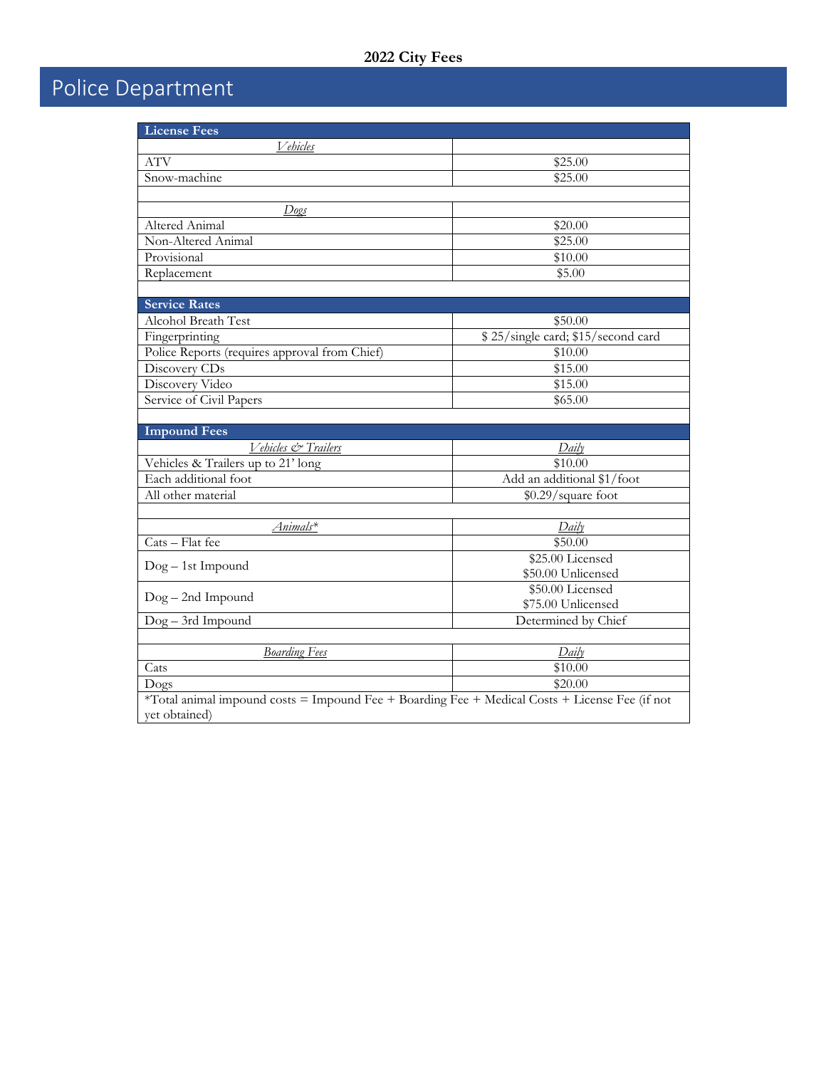**2022 City Fees**

# Police Department

| **License Fees** | |
|---|---|
| *Vehicles* | |
| ATV | $25.00 |
| Snow-machine | $25.00 |
| | |
| *Dogs* | |
| Altered Animal | $20.00 |
| Non-Altered Animal | $25.00 |
| Provisional | $10.00 |
| Replacement | $5.00 |
| | |
| **Service Rates** | |
| Alcohol Breath Test | $50.00 |
| Fingerprinting | $ 25/single card; $15/second card |
| Police Reports (requires approval from Chief) | $10.00 |
| Discovery CDs | $15.00 |
| Discovery Video | $15.00 |
| Service of Civil Papers | $65.00 |
| | |
| **Impound Fees** | |
| *Vehicles & Trailers* | *Daily* |
| Vehicles & Trailers up to 21' long | $10.00 |
| Each additional foot | Add an additional $1/foot |
| All other material | $0.29/square foot |
| | |
| *Animals** | *Daily* |
| Cats – Flat fee | $50.00 |
| Dog – 1st Impound | $25.00 Licensed<br>$50.00 Unlicensed |
| Dog – 2nd Impound | $50.00 Licensed<br>$75.00 Unlicensed |
| Dog – 3rd Impound | Determined by Chief |
| | |
| *Boarding Fees* | *Daily* |
| Cats | $10.00 |
| Dogs | $20.00 |
| *Total animal impound costs = Impound Fee + Boarding Fee + Medical Costs + License Fee (if not yet obtained) | |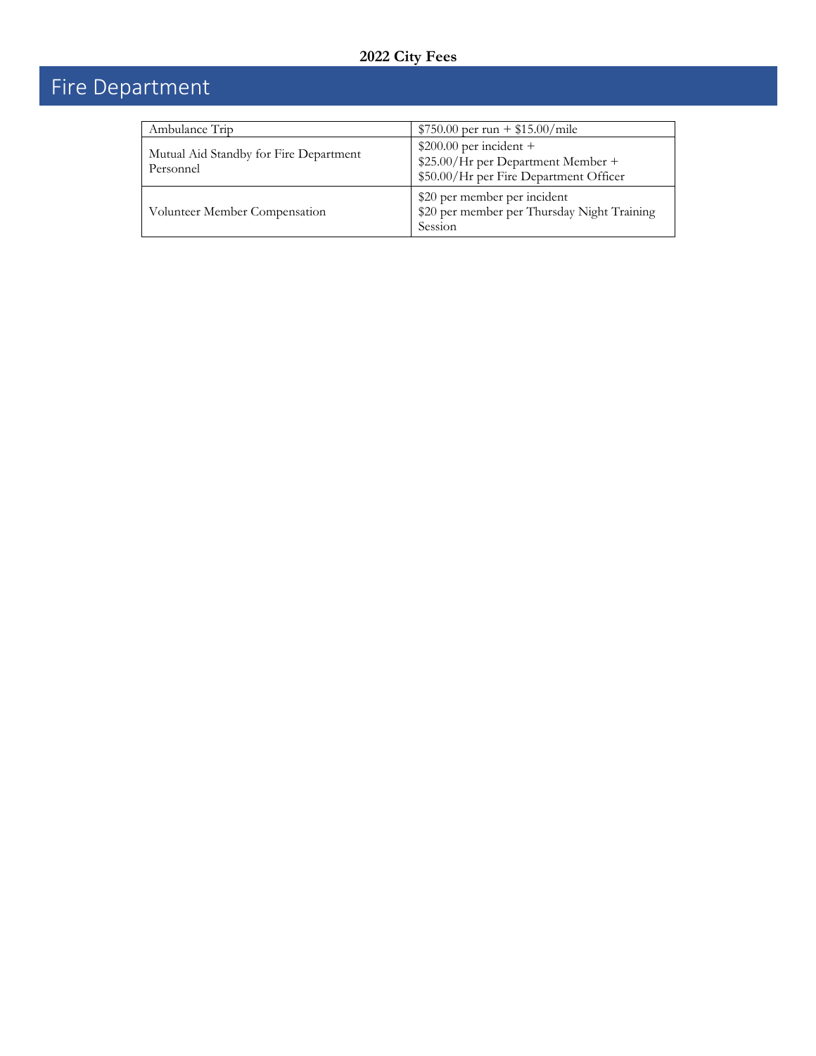**2022 City Fees**

# Fire Department

| | |
|---|---|
| Ambulance Trip | $750.00 per run + $15.00/mile |
| Mutual Aid Standby for Fire Department Personnel | $200.00 per incident +<br>$25.00/Hr per Department Member +<br>$50.00/Hr per Fire Department Officer |
| Volunteer Member Compensation | $20 per member per incident<br>$20 per member per Thursday Night Training Session |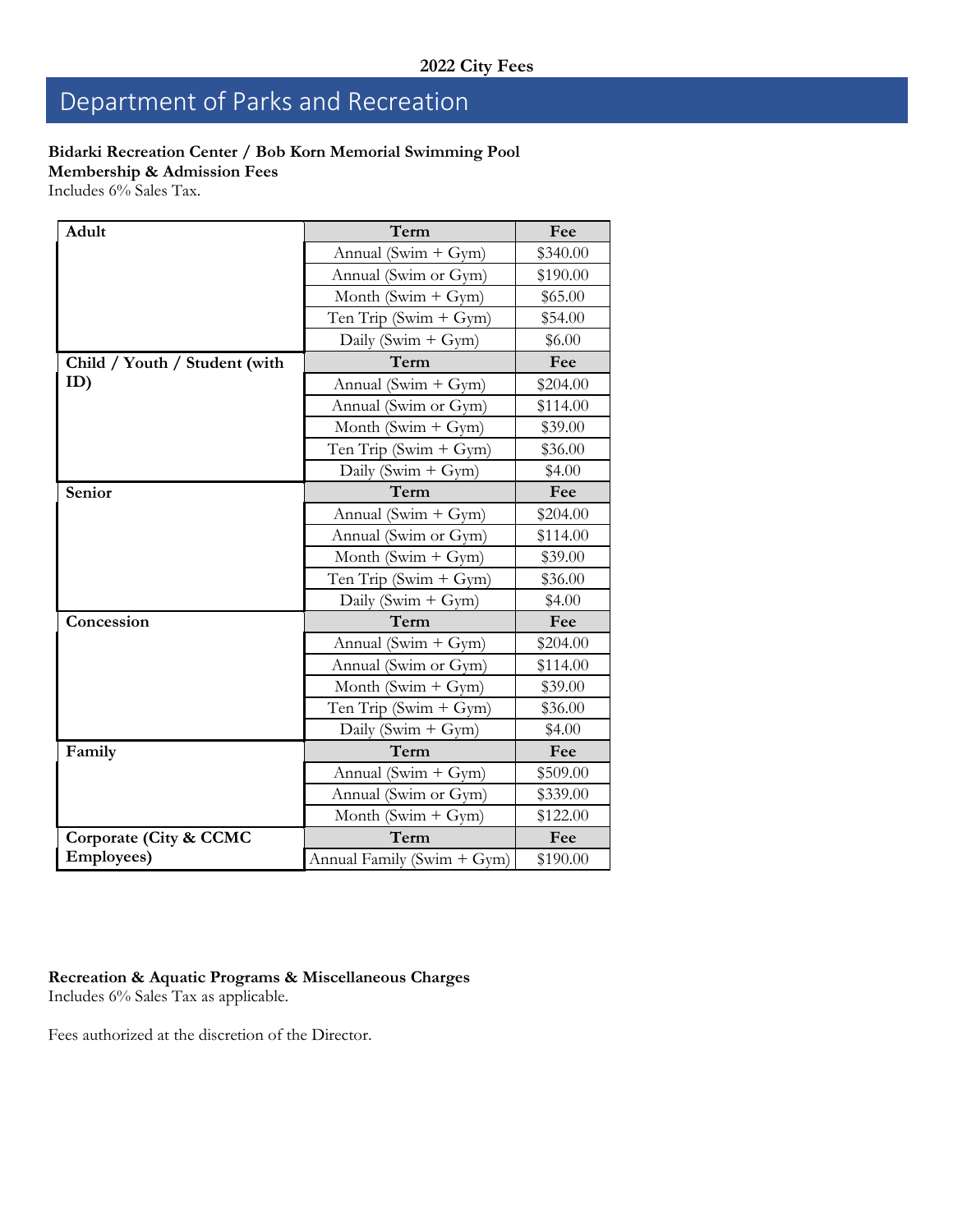**2022 City Fees**

# Department of Parks and Recreation

**Bidarki Recreation Center / Bob Korn Memorial Swimming Pool**
**Membership & Admission Fees**
Includes 6% Sales Tax.

| Adult | Term | Fee |
|---|---|---|
| | Annual (Swim + Gym) | $340.00 |
| | Annual (Swim or Gym) | $190.00 |
| | Month (Swim + Gym) | $65.00 |
| | Ten Trip (Swim + Gym) | $54.00 |
| | Daily (Swim + Gym) | $6.00 |
| **Child / Youth / Student (with ID)** | **Term** | **Fee** |
| | Annual (Swim + Gym) | $204.00 |
| | Annual (Swim or Gym) | $114.00 |
| | Month (Swim + Gym) | $39.00 |
| | Ten Trip (Swim + Gym) | $36.00 |
| | Daily (Swim + Gym) | $4.00 |
| **Senior** | **Term** | **Fee** |
| | Annual (Swim + Gym) | $204.00 |
| | Annual (Swim or Gym) | $114.00 |
| | Month (Swim + Gym) | $39.00 |
| | Ten Trip (Swim + Gym) | $36.00 |
| | Daily (Swim + Gym) | $4.00 |
| **Concession** | **Term** | **Fee** |
| | Annual (Swim + Gym) | $204.00 |
| | Annual (Swim or Gym) | $114.00 |
| | Month (Swim + Gym) | $39.00 |
| | Ten Trip (Swim + Gym) | $36.00 |
| | Daily (Swim + Gym) | $4.00 |
| **Family** | **Term** | **Fee** |
| | Annual (Swim + Gym) | $509.00 |
| | Annual (Swim or Gym) | $339.00 |
| | Month (Swim + Gym) | $122.00 |
| **Corporate (City & CCMC Employees)** | **Term** | **Fee** |
| | Annual Family (Swim + Gym) | $190.00 |

**Recreation & Aquatic Programs & Miscellaneous Charges**
Includes 6% Sales Tax as applicable.

Fees authorized at the discretion of the Director.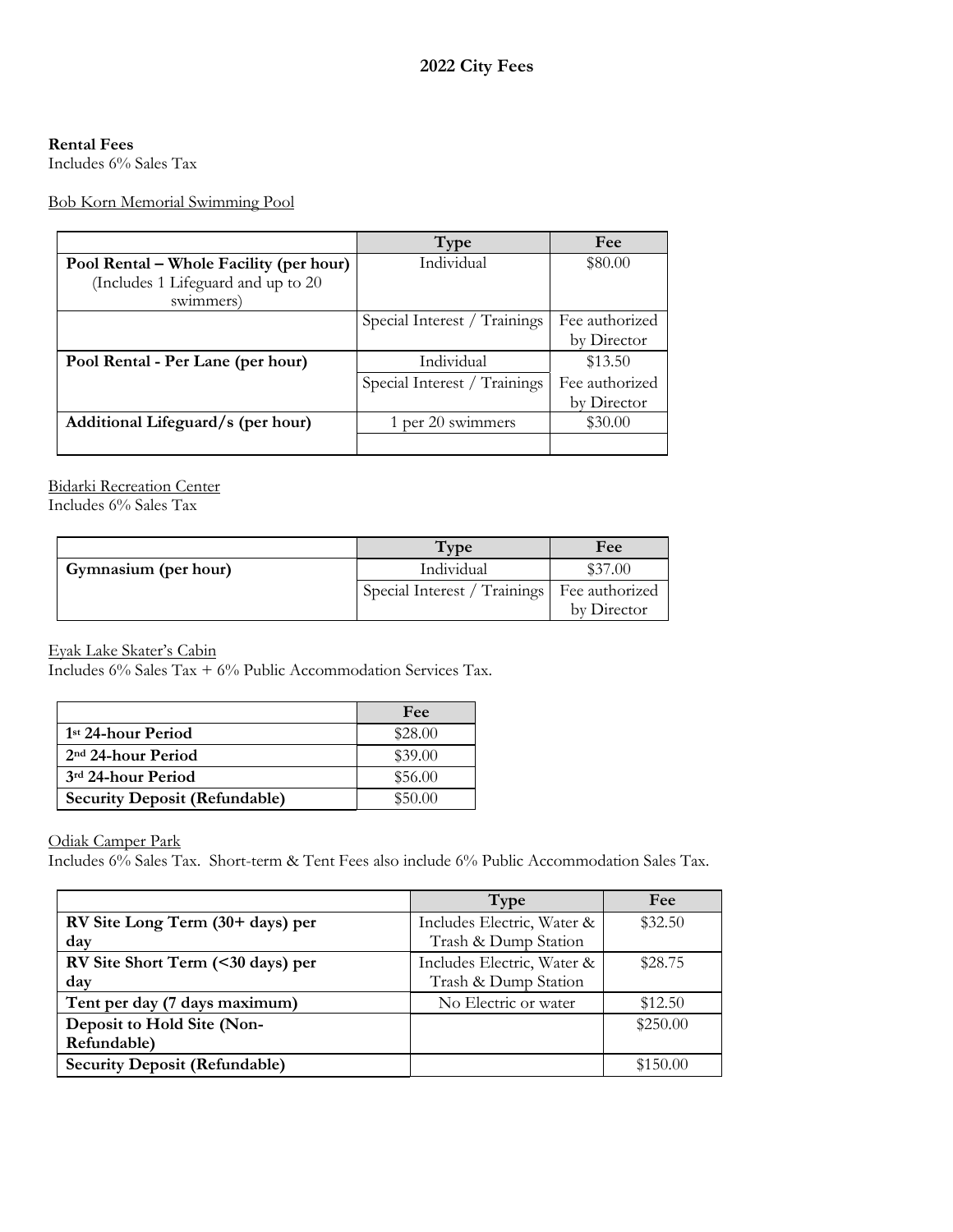# 2022 City Fees

**Rental Fees**
Includes 6% Sales Tax

Bob Korn Memorial Swimming Pool

| | Type | Fee |
|---|---|---|
| **Pool Rental – Whole Facility (per hour)** (Includes 1 Lifeguard and up to 20 swimmers) | Individual | $80.00 |
| | Special Interest / Trainings | Fee authorized by Director |
| **Pool Rental - Per Lane (per hour)** | Individual | $13.50 |
| | Special Interest / Trainings | Fee authorized by Director |
| **Additional Lifeguard/s (per hour)** | 1 per 20 swimmers | $30.00 |
| | | |

Bidarki Recreation Center
Includes 6% Sales Tax

| | Type | Fee |
|---|---|---|
| **Gymnasium (per hour)** | Individual | $37.00 |
| | Special Interest / Trainings | Fee authorized by Director |

Eyak Lake Skater's Cabin
Includes 6% Sales Tax + 6% Public Accommodation Services Tax.

| | Fee |
|---|---|
| **1st 24-hour Period** | $28.00 |
| **2nd 24-hour Period** | $39.00 |
| **3rd 24-hour Period** | $56.00 |
| **Security Deposit (Refundable)** | $50.00 |

Odiak Camper Park
Includes 6% Sales Tax. Short-term & Tent Fees also include 6% Public Accommodation Sales Tax.

| | Type | Fee |
|---|---|---|
| **RV Site Long Term (30+ days) per day** | Includes Electric, Water & Trash & Dump Station | $32.50 |
| **RV Site Short Term (<30 days) per day** | Includes Electric, Water & Trash & Dump Station | $28.75 |
| **Tent per day (7 days maximum)** | No Electric or water | $12.50 |
| **Deposit to Hold Site (Non-Refundable)** | | $250.00 |
| **Security Deposit (Refundable)** | | $150.00 |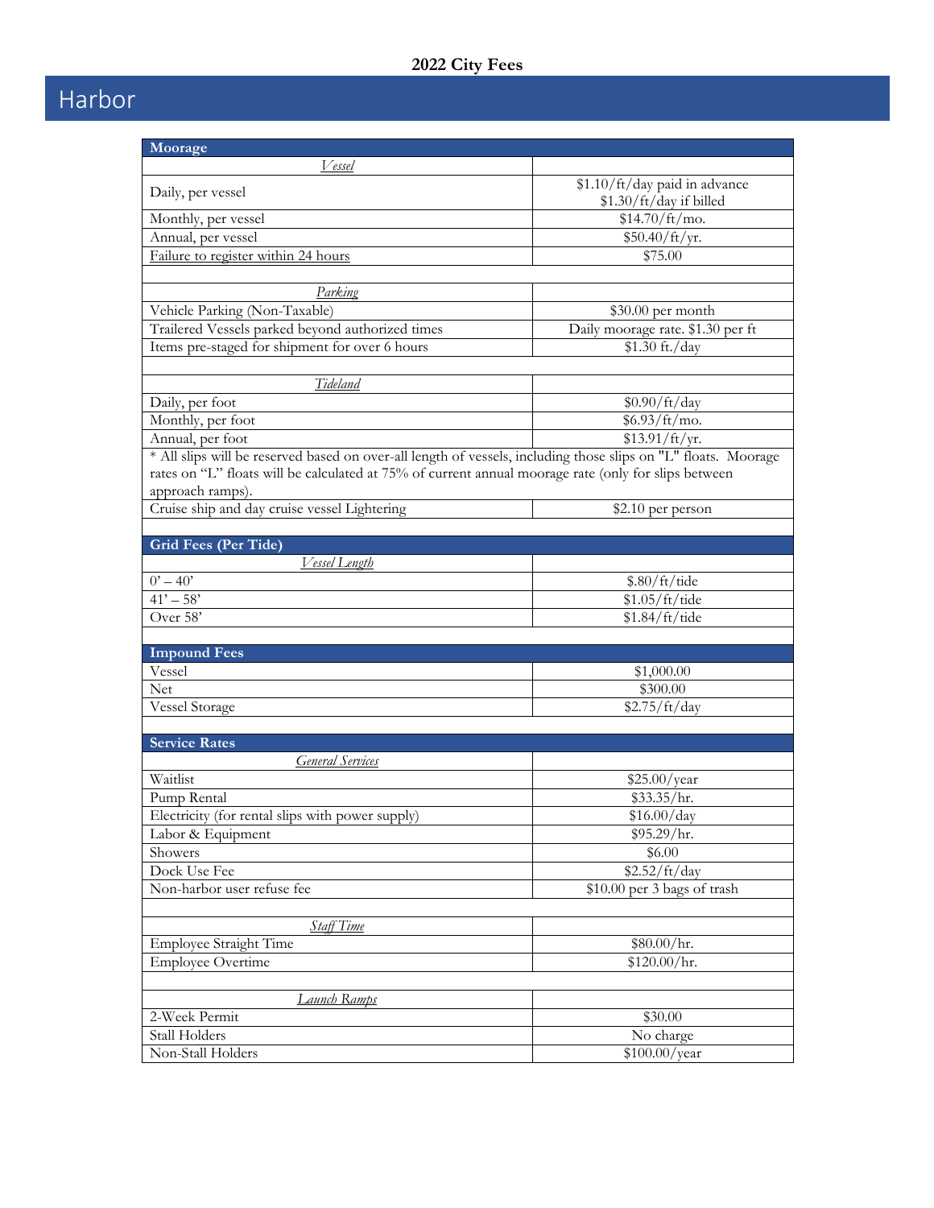## 2022 City Fees

# Harbor

| Moorage | |
|---|---|
| *Vessel* | |
| Daily, per vessel | $1.10/ft/day paid in advance<br>$1.30/ft/day if billed |
| Monthly, per vessel | $14.70/ft/mo. |
| Annual, per vessel | $50.40/ft/yr. |
| Failure to register within 24 hours | $75.00 |
| | |
| *Parking* | |
| Vehicle Parking (Non-Taxable) | $30.00 per month |
| Trailered Vessels parked beyond authorized times | Daily moorage rate. $1.30 per ft |
| Items pre-staged for shipment for over 6 hours | $1.30 ft./day |
| | |
| *Tideland* | |
| Daily, per foot | $0.90/ft/day |
| Monthly, per foot | $6.93/ft/mo. |
| Annual, per foot | $13.91/ft/yr. |
| * All slips will be reserved based on over-all length of vessels, including those slips on "L" floats. Moorage rates on "L" floats will be calculated at 75% of current annual moorage rate (only for slips between approach ramps). | |
| Cruise ship and day cruise vessel Lightering | $2.10 per person |
| | |
| **Grid Fees (Per Tide)** | |
| *Vessel Length* | |
| 0' – 40' | $.80/ft/tide |
| 41' – 58' | $1.05/ft/tide |
| Over 58' | $1.84/ft/tide |
| | |
| **Impound Fees** | |
| Vessel | $1,000.00 |
| Net | $300.00 |
| Vessel Storage | $2.75/ft/day |
| | |
| **Service Rates** | |
| *General Services* | |
| Waitlist | $25.00/year |
| Pump Rental | $33.35/hr. |
| Electricity (for rental slips with power supply) | $16.00/day |
| Labor & Equipment | $95.29/hr. |
| Showers | $6.00 |
| Dock Use Fee | $2.52/ft/day |
| Non-harbor user refuse fee | $10.00 per 3 bags of trash |
| | |
| *Staff Time* | |
| Employee Straight Time | $80.00/hr. |
| Employee Overtime | $120.00/hr. |
| | |
| *Launch Ramps* | |
| 2-Week Permit | $30.00 |
| Stall Holders | No charge |
| Non-Stall Holders | $100.00/year |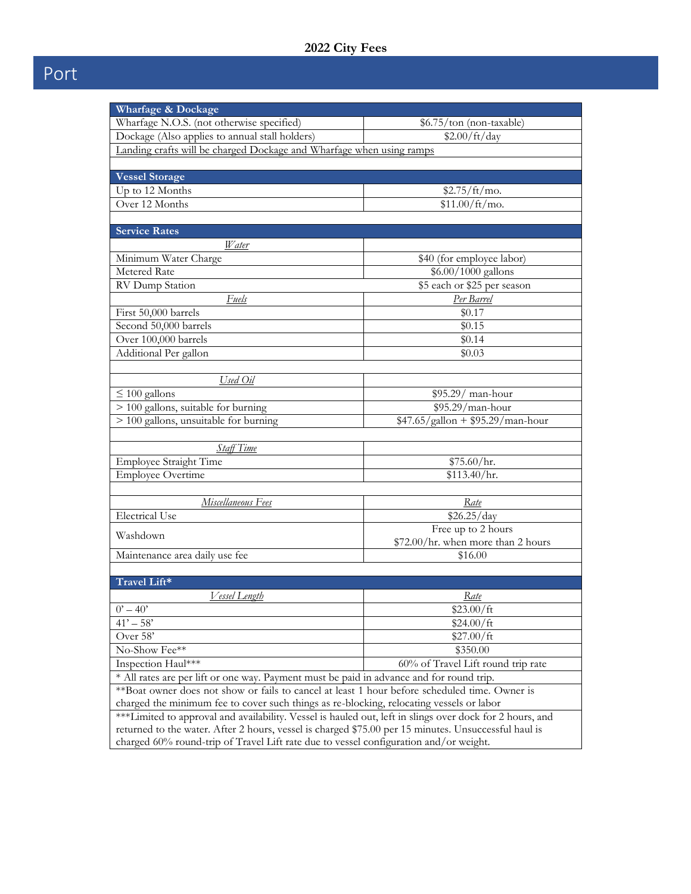## 2022 City Fees

# Port

| Wharfage & Dockage | |
|---|---|
| Wharfage N.O.S. (not otherwise specified) | $6.75/ton (non-taxable) |
| Dockage (Also applies to annual stall holders) | $2.00/ft/day |
| Landing crafts will be charged Dockage and Wharfage when using ramps | |
| | |
| **Vessel Storage** | |
| Up to 12 Months | $2.75/ft/mo. |
| Over 12 Months | $11.00/ft/mo. |
| | |
| **Service Rates** | |
| *Water* | |
| Minimum Water Charge | $40 (for employee labor) |
| Metered Rate | $6.00/1000 gallons |
| RV Dump Station | $5 each or $25 per season |
| *Fuels* | *Per Barrel* |
| First 50,000 barrels | $0.17 |
| Second 50,000 barrels | $0.15 |
| Over 100,000 barrels | $0.14 |
| Additional Per gallon | $0.03 |
| | |
| *Used Oil* | |
| ≤ 100 gallons | $95.29/ man-hour |
| > 100 gallons, suitable for burning | $95.29/man-hour |
| > 100 gallons, unsuitable for burning | $47.65/gallon + $95.29/man-hour |
| | |
| *Staff Time* | |
| Employee Straight Time | $75.60/hr. |
| Employee Overtime | $113.40/hr. |
| | |
| *Miscellaneous Fees* | *Rate* |
| Electrical Use | $26.25/day |
| Washdown | Free up to 2 hours<br>$72.00/hr. when more than 2 hours |
| Maintenance area daily use fee | $16.00 |
| | |
| **Travel Lift*** | |
| *Vessel Length* | *Rate* |
| 0' – 40' | $23.00/ft |
| 41' – 58' | $24.00/ft |
| Over 58' | $27.00/ft |
| No-Show Fee** | $350.00 |
| Inspection Haul*** | 60% of Travel Lift round trip rate |
| * All rates are per lift or one way. Payment must be paid in advance and for round trip. | |
| **Boat owner does not show or fails to cancel at least 1 hour before scheduled time. Owner is charged the minimum fee to cover such things as re-blocking, relocating vessels or labor | |
| ***Limited to approval and availability. Vessel is hauled out, left in slings over dock for 2 hours, and returned to the water. After 2 hours, vessel is charged $75.00 per 15 minutes. Unsuccessful haul is charged 60% round-trip of Travel Lift rate due to vessel configuration and/or weight. | |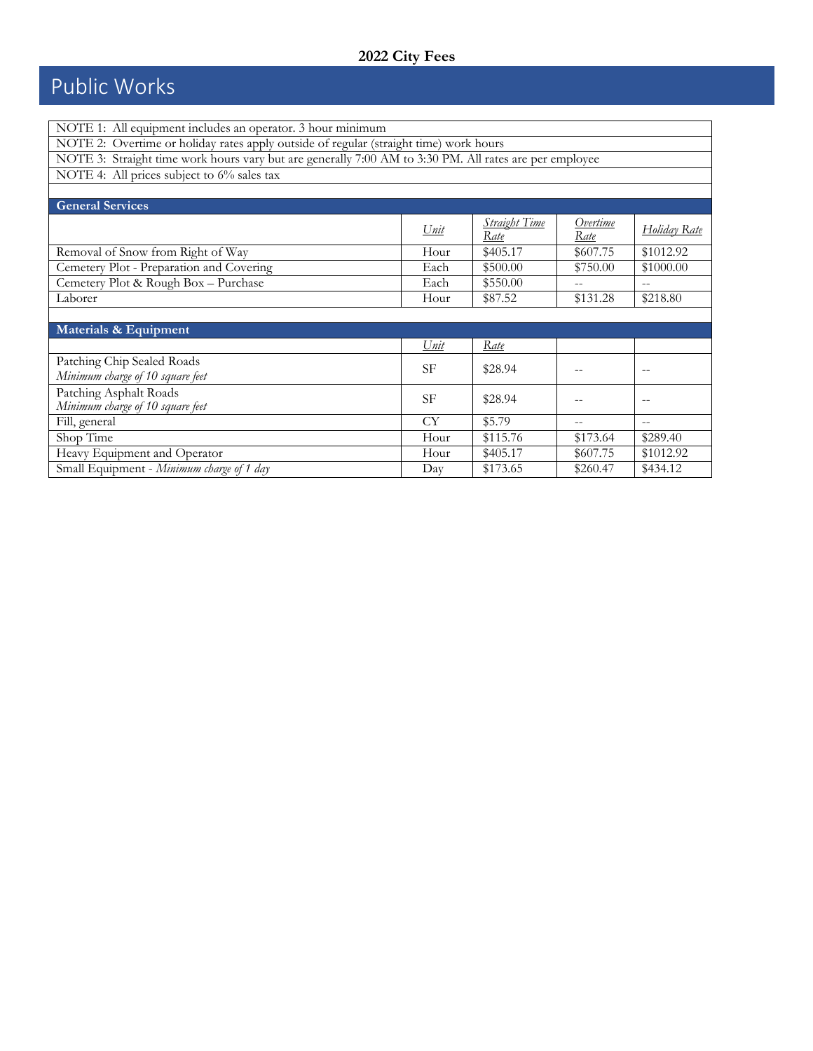**2022 City Fees**

# Public Works

| NOTE 1: All equipment includes an operator. 3 hour minimum |
|---|
| NOTE 2: Overtime or holiday rates apply outside of regular (straight time) work hours |
| NOTE 3: Straight time work hours vary but are generally 7:00 AM to 3:30 PM. All rates are per employee |
| NOTE 4: All prices subject to 6% sales tax |

| **General Services** | *Unit* | *Straight Time Rate* | *Overtime Rate* | *Holiday Rate* |
|---|---|---|---|---|
| Removal of Snow from Right of Way | Hour | $405.17 | $607.75 | $1012.92 |
| Cemetery Plot - Preparation and Covering | Each | $500.00 | $750.00 | $1000.00 |
| Cemetery Plot & Rough Box – Purchase | Each | $550.00 | -- | -- |
| Laborer | Hour | $87.52 | $131.28 | $218.80 |

| **Materials & Equipment** | *Unit* | *Rate* | | |
|---|---|---|---|---|
| Patching Chip Sealed Roads *Minimum charge of 10 square feet* | SF | $28.94 | -- | -- |
| Patching Asphalt Roads *Minimum charge of 10 square feet* | SF | $28.94 | -- | -- |
| Fill, general | CY | $5.79 | -- | -- |
| Shop Time | Hour | $115.76 | $173.64 | $289.40 |
| Heavy Equipment and Operator | Hour | $405.17 | $607.75 | $1012.92 |
| Small Equipment - *Minimum charge of 1 day* | Day | $173.65 | $260.47 | $434.12 |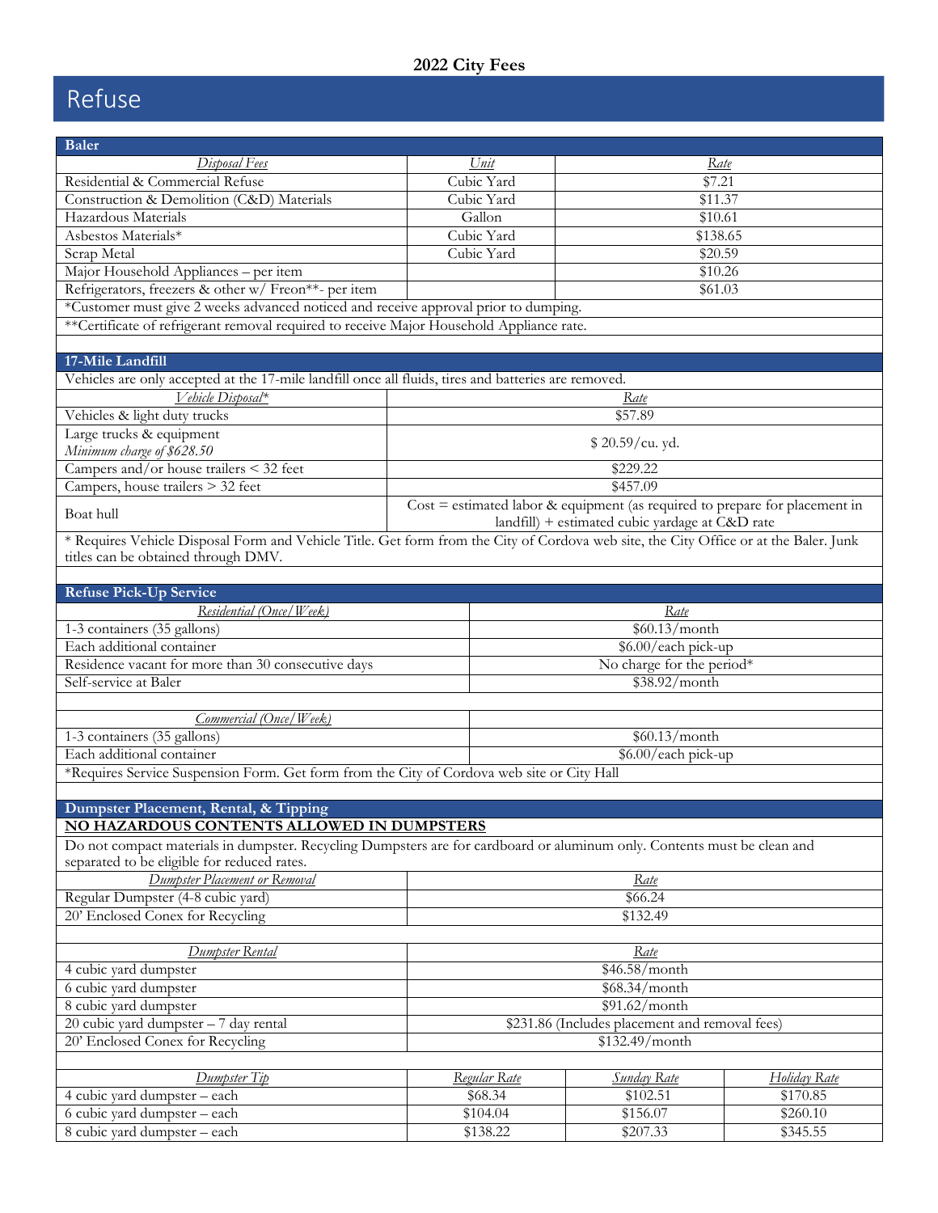**2022 City Fees**

# Refuse

## Baler

| *Disposal Fees* | *Unit* | *Rate* |
|---|---|---|
| Residential & Commercial Refuse | Cubic Yard | $7.21 |
| Construction & Demolition (C&D) Materials | Cubic Yard | $11.37 |
| Hazardous Materials | Gallon | $10.61 |
| Asbestos Materials* | Cubic Yard | $138.65 |
| Scrap Metal | Cubic Yard | $20.59 |
| Major Household Appliances – per item | | $10.26 |
| Refrigerators, freezers & other w/ Freon**- per item | | $61.03 |

*Customer must give 2 weeks advanced noticed and receive approval prior to dumping.

**Certificate of refrigerant removal required to receive Major Household Appliance rate.

## 17-Mile Landfill

Vehicles are only accepted at the 17-mile landfill once all fluids, tires and batteries are removed.

| *Vehicle Disposal** | *Rate* |
|---|---|
| Vehicles & light duty trucks | $57.89 |
| Large trucks & equipment *Minimum charge of $628.50* | $ 20.59/cu. yd. |
| Campers and/or house trailers < 32 feet | $229.22 |
| Campers, house trailers > 32 feet | $457.09 |
| Boat hull | Cost = estimated labor & equipment (as required to prepare for placement in landfill) + estimated cubic yardage at C&D rate |

* Requires Vehicle Disposal Form and Vehicle Title. Get form from the City of Cordova web site, the City Office or at the Baler. Junk titles can be obtained through DMV.

## Refuse Pick-Up Service

| *Residential (Once/Week)* | *Rate* |
|---|---|
| 1-3 containers (35 gallons) | $60.13/month |
| Each additional container | $6.00/each pick-up |
| Residence vacant for more than 30 consecutive days | No charge for the period* |
| Self-service at Baler | $38.92/month |

| *Commercial (Once/Week)* | |
|---|---|
| 1-3 containers (35 gallons) | $60.13/month |
| Each additional container | $6.00/each pick-up |

*Requires Service Suspension Form. Get form from the City of Cordova web site or City Hall

## Dumpster Placement, Rental, & Tipping

**NO HAZARDOUS CONTENTS ALLOWED IN DUMPSTERS**

Do not compact materials in dumpster. Recycling Dumpsters are for cardboard or aluminum only. Contents must be clean and separated to be eligible for reduced rates.

| *Dumpster Placement or Removal* | *Rate* |
|---|---|
| Regular Dumpster (4-8 cubic yard) | $66.24 |
| 20' Enclosed Conex for Recycling | $132.49 |

| *Dumpster Rental* | *Rate* |
|---|---|
| 4 cubic yard dumpster | $46.58/month |
| 6 cubic yard dumpster | $68.34/month |
| 8 cubic yard dumpster | $91.62/month |
| 20 cubic yard dumpster – 7 day rental | $231.86 (Includes placement and removal fees) |
| 20' Enclosed Conex for Recycling | $132.49/month |

| *Dumpster Tip* | *Regular Rate* | *Sunday Rate* | *Holiday Rate* |
|---|---|---|---|
| 4 cubic yard dumpster – each | $68.34 | $102.51 | $170.85 |
| 6 cubic yard dumpster – each | $104.04 | $156.07 | $260.10 |
| 8 cubic yard dumpster – each | $138.22 | $207.33 | $345.55 |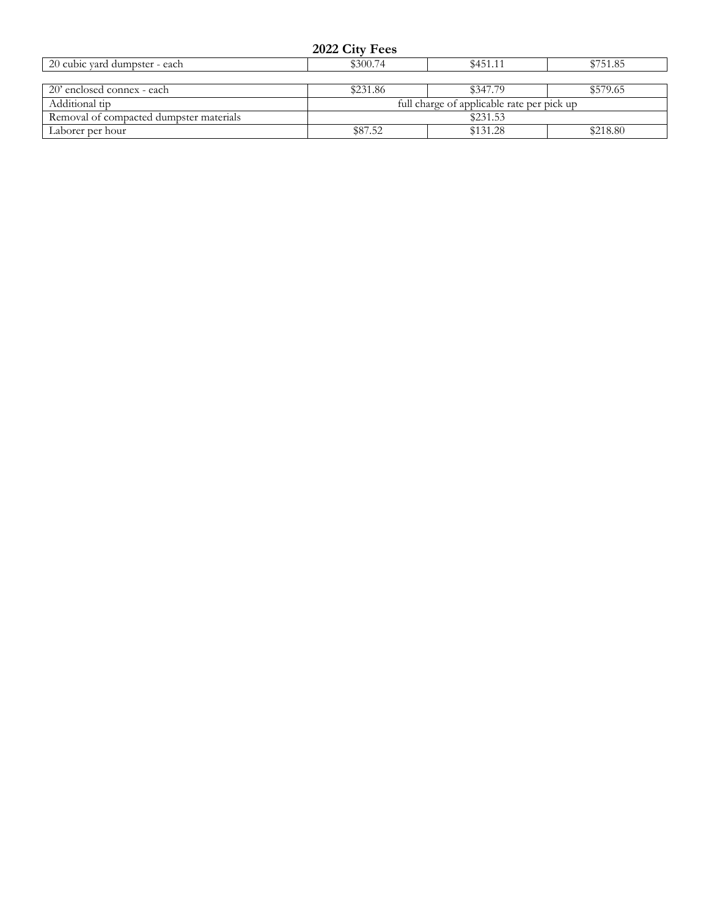## 2022 City Fees

| | | | |
|---|---|---|---|
| 20 cubic yard dumpster - each | $300.74 | $451.11 | $751.85 |
| | | | |
| 20' enclosed connex - each | $231.86 | $347.79 | $579.65 |
| Additional tip | full charge of applicable rate per pick up | | |
| Removal of compacted dumpster materials | $231.53 | | |
| Laborer per hour | $87.52 | $131.28 | $218.80 |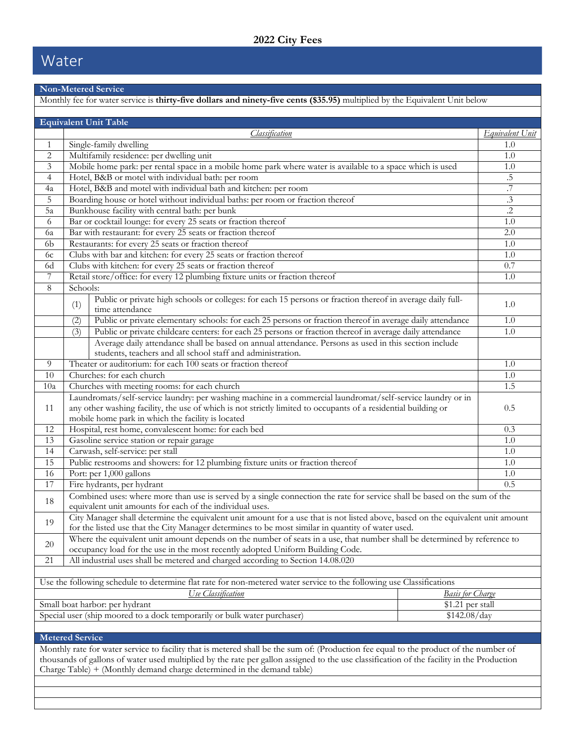**2022 City Fees**

# Water

## Non-Metered Service

Monthly fee for water service is **thirty-five dollars and ninety-five cents ($35.95)** multiplied by the Equivalent Unit below

## Equivalent Unit Table

| | | *Classification* | *Equivalent Unit* |
|---|---|---|---|
| 1 | Single-family dwelling | | 1.0 |
| 2 | Multifamily residence: per dwelling unit | | 1.0 |
| 3 | Mobile home park: per rental space in a mobile home park where water is available to a space which is used | | 1.0 |
| 4 | Hotel, B&B or motel with individual bath: per room | | .5 |
| 4a | Hotel, B&B and motel with individual bath and kitchen: per room | | .7 |
| 5 | Boarding house or hotel without individual baths: per room or fraction thereof | | .3 |
| 5a | Bunkhouse facility with central bath: per bunk | | .2 |
| 6 | Bar or cocktail lounge: for every 25 seats or fraction thereof | | 1.0 |
| 6a | Bar with restaurant: for every 25 seats or fraction thereof | | 2.0 |
| 6b | Restaurants: for every 25 seats or fraction thereof | | 1.0 |
| 6c | Clubs with bar and kitchen: for every 25 seats or fraction thereof | | 1.0 |
| 6d | Clubs with kitchen: for every 25 seats or fraction thereof | | 0.7 |
| 7 | Retail store/office: for every 12 plumbing fixture units or fraction thereof | | 1.0 |
| 8 | Schools: | | |
| | (1) | Public or private high schools or colleges: for each 15 persons or fraction thereof in average daily full-time attendance | 1.0 |
| | (2) | Public or private elementary schools: for each 25 persons or fraction thereof in average daily attendance | 1.0 |
| | (3) | Public or private childcare centers: for each 25 persons or fraction thereof in average daily attendance | 1.0 |
| | | Average daily attendance shall be based on annual attendance. Persons as used in this section include students, teachers and all school staff and administration. | |
| 9 | Theater or auditorium: for each 100 seats or fraction thereof | | 1.0 |
| 10 | Churches: for each church | | 1.0 |
| 10a | Churches with meeting rooms: for each church | | 1.5 |
| 11 | Laundromats/self-service laundry: per washing machine in a commercial laundromat/self-service laundry or in any other washing facility, the use of which is not strictly limited to occupants of a residential building or mobile home park in which the facility is located | | 0.5 |
| 12 | Hospital, rest home, convalescent home: for each bed | | 0.3 |
| 13 | Gasoline service station or repair garage | | 1.0 |
| 14 | Carwash, self-service: per stall | | 1.0 |
| 15 | Public restrooms and showers: for 12 plumbing fixture units or fraction thereof | | 1.0 |
| 16 | Port: per 1,000 gallons | | 1.0 |
| 17 | Fire hydrants, per hydrant | | 0.5 |
| 18 | Combined uses: where more than use is served by a single connection the rate for service shall be based on the sum of the equivalent unit amounts for each of the individual uses. | | |
| 19 | City Manager shall determine the equivalent unit amount for a use that is not listed above, based on the equivalent unit amount for the listed use that the City Manager determines to be most similar in quantity of water used. | | |
| 20 | Where the equivalent unit amount depends on the number of seats in a use, that number shall be determined by reference to occupancy load for the use in the most recently adopted Uniform Building Code. | | |
| 21 | All industrial uses shall be metered and charged according to Section 14.08.020 | | |

Use the following schedule to determine flat rate for non-metered water service to the following use Classifications

| *Use Classification* | *Basis for Charge* |
|---|---|
| Small boat harbor: per hydrant | $1.21 per stall |
| Special user (ship moored to a dock temporarily or bulk water purchaser) | $142.08/day |

## Metered Service

Monthly rate for water service to facility that is metered shall be the sum of: (Production fee equal to the product of the number of thousands of gallons of water used multiplied by the rate per gallon assigned to the use classification of the facility in the Production Charge Table) + (Monthly demand charge determined in the demand table)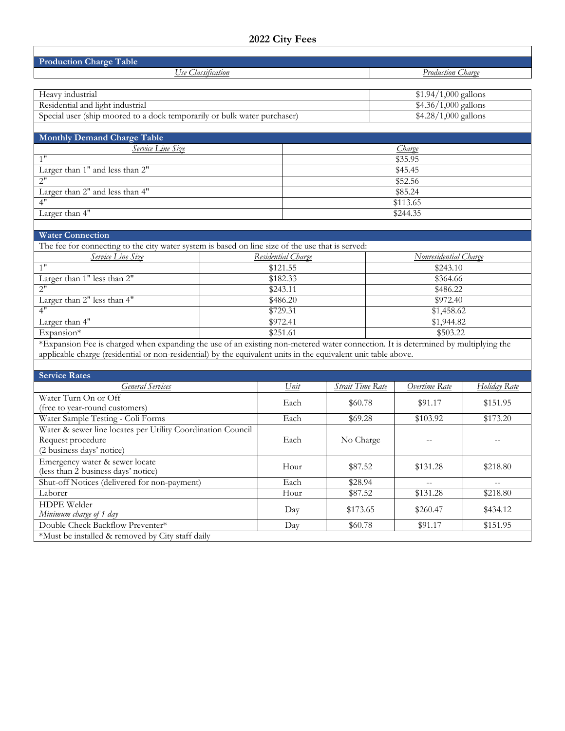# 2022 City Fees

## Production Charge Table

| Use Classification | Production Charge |
|---|---|
| Heavy industrial | $1.94/1,000 gallons |
| Residential and light industrial | $4.36/1,000 gallons |
| Special user (ship moored to a dock temporarily or bulk water purchaser) | $4.28/1,000 gallons |

## Monthly Demand Charge Table

| Service Line Size | Charge |
|---|---|
| 1" | $35.95 |
| Larger than 1" and less than 2" | $45.45 |
| 2" | $52.56 |
| Larger than 2" and less than 4" | $85.24 |
| 4" | $113.65 |
| Larger than 4" | $244.35 |

## Water Connection

The fee for connecting to the city water system is based on line size of the use that is served:

| Service Line Size | Residential Charge | Nonresidential Charge |
|---|---|---|
| 1" | $121.55 | $243.10 |
| Larger than 1" less than 2" | $182.33 | $364.66 |
| 2" | $243.11 | $486.22 |
| Larger than 2" less than 4" | $486.20 | $972.40 |
| 4" | $729.31 | $1,458.62 |
| Larger than 4" | $972.41 | $1,944.82 |
| Expansion* | $251.61 | $503.22 |

*Expansion Fee is charged when expanding the use of an existing non-metered water connection. It is determined by multiplying the applicable charge (residential or non-residential) by the equivalent units in the equivalent unit table above.

## Service Rates

| General Services | Unit | Strait Time Rate | Overtime Rate | Holiday Rate |
|---|---|---|---|---|
| Water Turn On or Off (free to year-round customers) | Each | $60.78 | $91.17 | $151.95 |
| Water Sample Testing - Coli Forms | Each | $69.28 | $103.92 | $173.20 |
| Water & sewer line locates per Utility Coordination Council Request procedure (2 business days' notice) | Each | No Charge | -- | -- |
| Emergency water & sewer locate (less than 2 business days' notice) | Hour | $87.52 | $131.28 | $218.80 |
| Shut-off Notices (delivered for non-payment) | Each | $28.94 | -- | -- |
| Laborer | Hour | $87.52 | $131.28 | $218.80 |
| HDPE Welder *Minimum charge of 1 day* | Day | $173.65 | $260.47 | $434.12 |
| Double Check Backflow Preventer* | Day | $60.78 | $91.17 | $151.95 |

*Must be installed & removed by City staff daily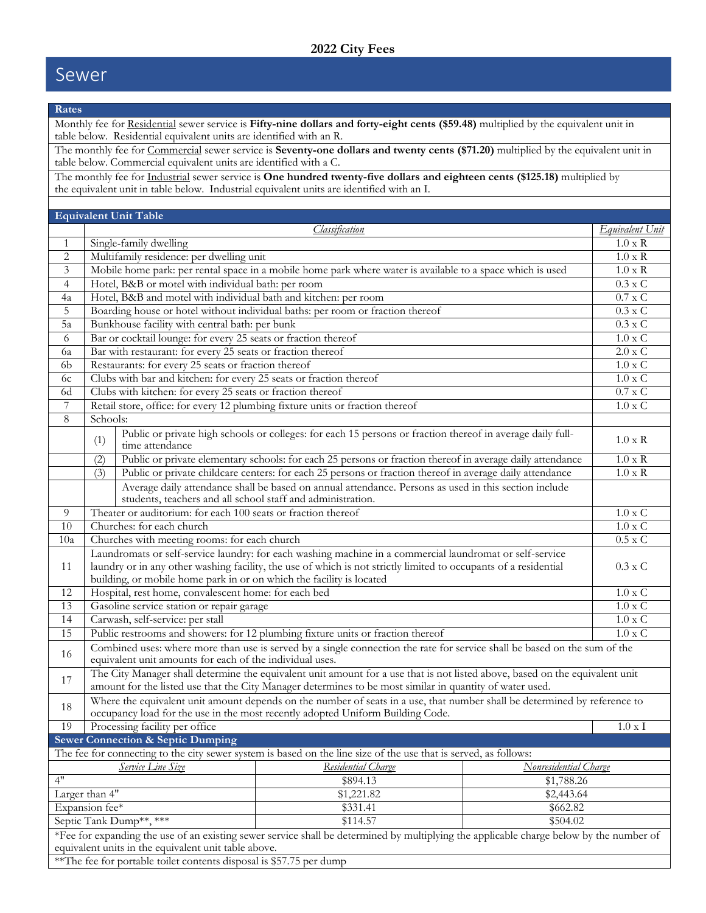# 2022 City Fees

## Sewer

### Rates

Monthly fee for Residential sewer service is **Fifty-nine dollars and forty-eight cents ($59.48)** multiplied by the equivalent unit in table below. Residential equivalent units are identified with an R.

The monthly fee for Commercial sewer service is **Seventy-one dollars and twenty cents ($71.20)** multiplied by the equivalent unit in table below. Commercial equivalent units are identified with a C.

The monthly fee for Industrial sewer service is **One hundred twenty-five dollars and eighteen cents ($125.18)** multiplied by the equivalent unit in table below. Industrial equivalent units are identified with an I.

### Equivalent Unit Table

| | *Classification* | *Equivalent Unit* |
|---|---|---|
| 1 | Single-family dwelling | 1.0 x R |
| 2 | Multifamily residence: per dwelling unit | 1.0 x R |
| 3 | Mobile home park: per rental space in a mobile home park where water is available to a space which is used | 1.0 x R |
| 4 | Hotel, B&B or motel with individual bath: per room | 0.3 x C |
| 4a | Hotel, B&B and motel with individual bath and kitchen: per room | 0.7 x C |
| 5 | Boarding house or hotel without individual baths: per room or fraction thereof | 0.3 x C |
| 5a | Bunkhouse facility with central bath: per bunk | 0.3 x C |
| 6 | Bar or cocktail lounge: for every 25 seats or fraction thereof | 1.0 x C |
| 6a | Bar with restaurant: for every 25 seats or fraction thereof | 2.0 x C |
| 6b | Restaurants: for every 25 seats or fraction thereof | 1.0 x C |
| 6c | Clubs with bar and kitchen: for every 25 seats or fraction thereof | 1.0 x C |
| 6d | Clubs with kitchen: for every 25 seats or fraction thereof | 0.7 x C |
| 7 | Retail store, office: for every 12 plumbing fixture units or fraction thereof | 1.0 x C |
| 8 | Schools: | |
| | (1) Public or private high schools or colleges: for each 15 persons or fraction thereof in average daily full-time attendance | 1.0 x R |
| | (2) Public or private elementary schools: for each 25 persons or fraction thereof in average daily attendance | 1.0 x R |
| | (3) Public or private childcare centers: for each 25 persons or fraction thereof in average daily attendance | 1.0 x R |
| | Average daily attendance shall be based on annual attendance. Persons as used in this section include students, teachers and all school staff and administration. | |
| 9 | Theater or auditorium: for each 100 seats or fraction thereof | 1.0 x C |
| 10 | Churches: for each church | 1.0 x C |
| 10a | Churches with meeting rooms: for each church | 0.5 x C |
| 11 | Laundromats or self-service laundry: for each washing machine in a commercial laundromat or self-service laundry or in any other washing facility, the use of which is not strictly limited to occupants of a residential building, or mobile home park in or on which the facility is located | 0.3 x C |
| 12 | Hospital, rest home, convalescent home: for each bed | 1.0 x C |
| 13 | Gasoline service station or repair garage | 1.0 x C |
| 14 | Carwash, self-service: per stall | 1.0 x C |
| 15 | Public restrooms and showers: for 12 plumbing fixture units or fraction thereof | 1.0 x C |
| 16 | Combined uses: where more than use is served by a single connection the rate for service shall be based on the sum of the equivalent unit amounts for each of the individual uses. | |
| 17 | The City Manager shall determine the equivalent unit amount for a use that is not listed above, based on the equivalent unit amount for the listed use that the City Manager determines to be most similar in quantity of water used. | |
| 18 | Where the equivalent unit amount depends on the number of seats in a use, that number shall be determined by reference to occupancy load for the use in the most recently adopted Uniform Building Code. | |
| 19 | Processing facility per office | 1.0 x I |

### Sewer Connection & Septic Dumping

The fee for connecting to the city sewer system is based on the line size of the use that is served, as follows:

| *Service Line Size* | *Residential Charge* | *Nonresidential Charge* |
|---|---|---|
| 4" | $894.13 | $1,788.26 |
| Larger than 4" | $1,221.82 | $2,443.64 |
| Expansion fee* | $331.41 | $662.82 |
| Septic Tank Dump**, *** | $114.57 | $504.02 |

*Fee for expanding the use of an existing sewer service shall be determined by multiplying the applicable charge below by the number of equivalent units in the equivalent unit table above.

**The fee for portable toilet contents disposal is $57.75 per dump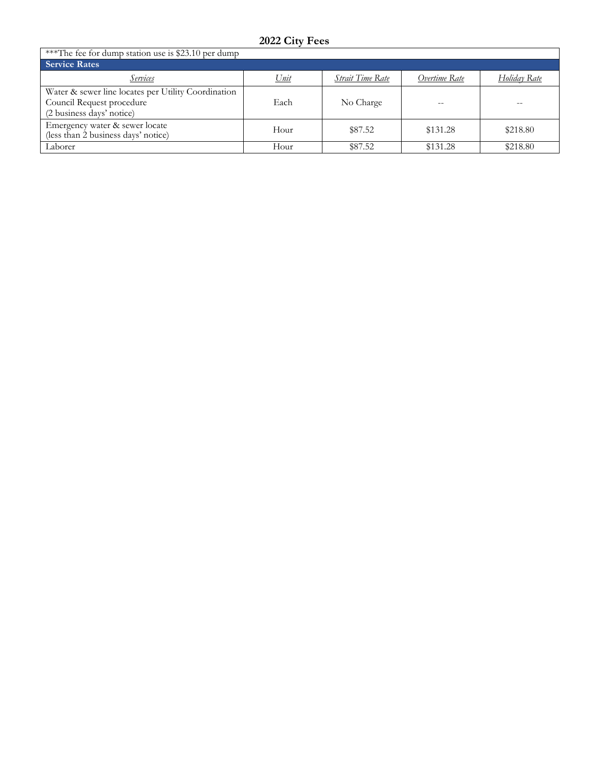## 2022 City Fees

***The fee for dump station use is $23.10 per dump

| **Service Rates** | | | | |
|---|---|---|---|---|
| *Services* | *Unit* | *Strait Time Rate* | *Overtime Rate* | *Holiday Rate* |
| Water & sewer line locates per Utility Coordination Council Request procedure (2 business days' notice) | Each | No Charge | -- | -- |
| Emergency water & sewer locate (less than 2 business days' notice) | Hour | $87.52 | $131.28 | $218.80 |
| Laborer | Hour | $87.52 | $131.28 | $218.80 |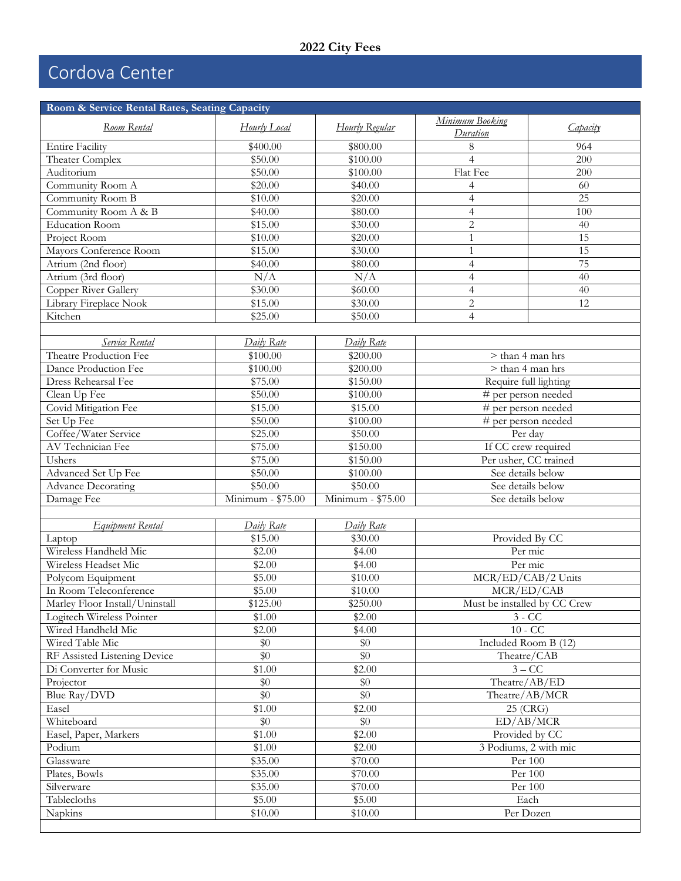**2022 City Fees**

# Cordova Center

| Room & Service Rental Rates, Seating Capacity | | | | |
|---|---|---|---|---|
| *Room Rental* | *Hourly Local* | *Hourly Regular* | *Minimum Booking Duration* | *Capacity* |
| Entire Facility | $400.00 | $800.00 | 8 | 964 |
| Theater Complex | $50.00 | $100.00 | 4 | 200 |
| Auditorium | $50.00 | $100.00 | Flat Fee | 200 |
| Community Room A | $20.00 | $40.00 | 4 | 60 |
| Community Room B | $10.00 | $20.00 | 4 | 25 |
| Community Room A & B | $40.00 | $80.00 | 4 | 100 |
| Education Room | $15.00 | $30.00 | 2 | 40 |
| Project Room | $10.00 | $20.00 | 1 | 15 |
| Mayors Conference Room | $15.00 | $30.00 | 1 | 15 |
| Atrium (2nd floor) | $40.00 | $80.00 | 4 | 75 |
| Atrium (3rd floor) | N/A | N/A | 4 | 40 |
| Copper River Gallery | $30.00 | $60.00 | 4 | 40 |
| Library Fireplace Nook | $15.00 | $30.00 | 2 | 12 |
| Kitchen | $25.00 | $50.00 | 4 | |
| | | | | |
| *Service Rental* | *Daily Rate* | *Daily Rate* | | |
| Theatre Production Fee | $100.00 | $200.00 | > than 4 man hrs | |
| Dance Production Fee | $100.00 | $200.00 | > than 4 man hrs | |
| Dress Rehearsal Fee | $75.00 | $150.00 | Require full lighting | |
| Clean Up Fee | $50.00 | $100.00 | # per person needed | |
| Covid Mitigation Fee | $15.00 | $15.00 | # per person needed | |
| Set Up Fee | $50.00 | $100.00 | # per person needed | |
| Coffee/Water Service | $25.00 | $50.00 | Per day | |
| AV Technician Fee | $75.00 | $150.00 | If CC crew required | |
| Ushers | $75.00 | $150.00 | Per usher, CC trained | |
| Advanced Set Up Fee | $50.00 | $100.00 | See details below | |
| Advance Decorating | $50.00 | $50.00 | See details below | |
| Damage Fee | Minimum - $75.00 | Minimum - $75.00 | See details below | |
| | | | | |
| *Equipment Rental* | *Daily Rate* | *Daily Rate* | | |
| Laptop | $15.00 | $30.00 | Provided By CC | |
| Wireless Handheld Mic | $2.00 | $4.00 | Per mic | |
| Wireless Headset Mic | $2.00 | $4.00 | Per mic | |
| Polycom Equipment | $5.00 | $10.00 | MCR/ED/CAB/2 Units | |
| In Room Teleconference | $5.00 | $10.00 | MCR/ED/CAB | |
| Marley Floor Install/Uninstall | $125.00 | $250.00 | Must be installed by CC Crew | |
| Logitech Wireless Pointer | $1.00 | $2.00 | 3 - CC | |
| Wired Handheld Mic | $2.00 | $4.00 | 10 - CC | |
| Wired Table Mic | $0 | $0 | Included Room B (12) | |
| RF Assisted Listening Device | $0 | $0 | Theatre/CAB | |
| Di Converter for Music | $1.00 | $2.00 | 3 – CC | |
| Projector | $0 | $0 | Theatre/AB/ED | |
| Blue Ray/DVD | $0 | $0 | Theatre/AB/MCR | |
| Easel | $1.00 | $2.00 | 25 (CRG) | |
| Whiteboard | $0 | $0 | ED/AB/MCR | |
| Easel, Paper, Markers | $1.00 | $2.00 | Provided by CC | |
| Podium | $1.00 | $2.00 | 3 Podiums, 2 with mic | |
| Glassware | $35.00 | $70.00 | Per 100 | |
| Plates, Bowls | $35.00 | $70.00 | Per 100 | |
| Silverware | $35.00 | $70.00 | Per 100 | |
| Tablecloths | $5.00 | $5.00 | Each | |
| Napkins | $10.00 | $10.00 | Per Dozen | |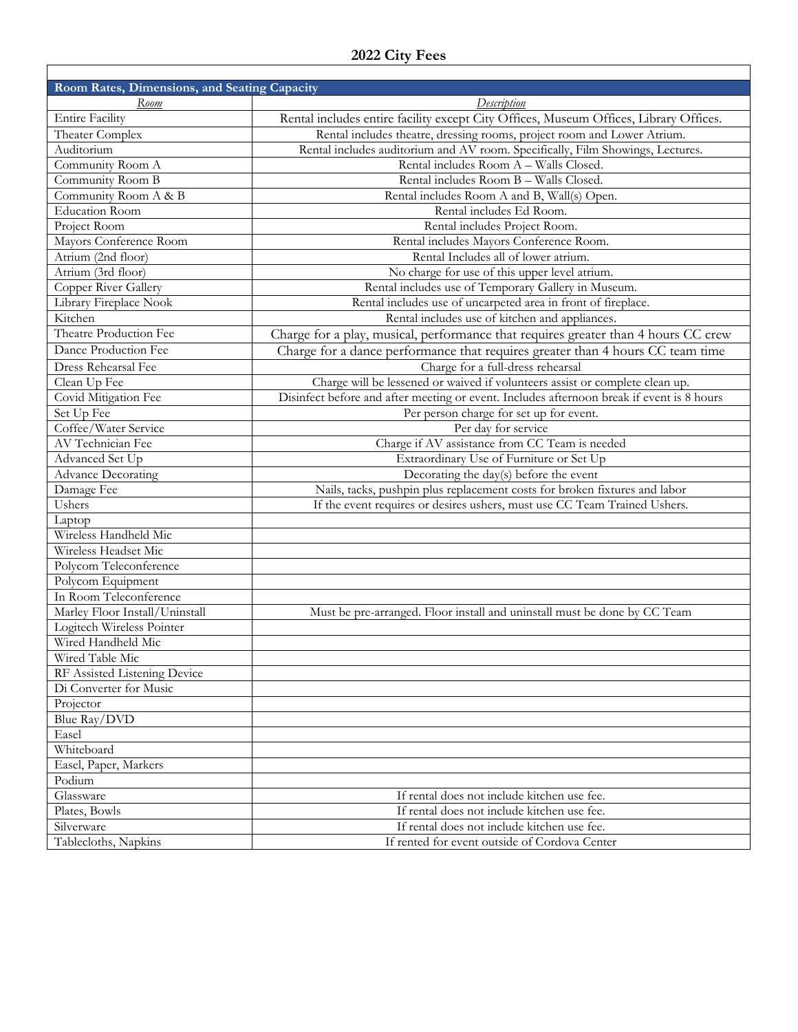## 2022 City Fees

| Room Rates, Dimensions, and Seating Capacity | |
|---|---|
| *Room* | *Description* |
| Entire Facility | Rental includes entire facility except City Offices, Museum Offices, Library Offices. |
| Theater Complex | Rental includes theatre, dressing rooms, project room and Lower Atrium. |
| Auditorium | Rental includes auditorium and AV room. Specifically, Film Showings, Lectures. |
| Community Room A | Rental includes Room A – Walls Closed. |
| Community Room B | Rental includes Room B – Walls Closed. |
| Community Room A & B | Rental includes Room A and B, Wall(s) Open. |
| Education Room | Rental includes Ed Room. |
| Project Room | Rental includes Project Room. |
| Mayors Conference Room | Rental includes Mayors Conference Room. |
| Atrium (2nd floor) | Rental Includes all of lower atrium. |
| Atrium (3rd floor) | No charge for use of this upper level atrium. |
| Copper River Gallery | Rental includes use of Temporary Gallery in Museum. |
| Library Fireplace Nook | Rental includes use of uncarpeted area in front of fireplace. |
| Kitchen | Rental includes use of kitchen and appliances. |
| Theatre Production Fee | Charge for a play, musical, performance that requires greater than 4 hours CC crew |
| Dance Production Fee | Charge for a dance performance that requires greater than 4 hours CC team time |
| Dress Rehearsal Fee | Charge for a full-dress rehearsal |
| Clean Up Fee | Charge will be lessened or waived if volunteers assist or complete clean up. |
| Covid Mitigation Fee | Disinfect before and after meeting or event. Includes afternoon break if event is 8 hours |
| Set Up Fee | Per person charge for set up for event. |
| Coffee/Water Service | Per day for service |
| AV Technician Fee | Charge if AV assistance from CC Team is needed |
| Advanced Set Up | Extraordinary Use of Furniture or Set Up |
| Advance Decorating | Decorating the day(s) before the event |
| Damage Fee | Nails, tacks, pushpin plus replacement costs for broken fixtures and labor |
| Ushers | If the event requires or desires ushers, must use CC Team Trained Ushers. |
| Laptop | |
| Wireless Handheld Mic | |
| Wireless Headset Mic | |
| Polycom Teleconference | |
| Polycom Equipment | |
| In Room Teleconference | |
| Marley Floor Install/Uninstall | Must be pre-arranged. Floor install and uninstall must be done by CC Team |
| Logitech Wireless Pointer | |
| Wired Handheld Mic | |
| Wired Table Mic | |
| RF Assisted Listening Device | |
| Di Converter for Music | |
| Projector | |
| Blue Ray/DVD | |
| Easel | |
| Whiteboard | |
| Easel, Paper, Markers | |
| Podium | |
| Glassware | If rental does not include kitchen use fee. |
| Plates, Bowls | If rental does not include kitchen use fee. |
| Silverware | If rental does not include kitchen use fee. |
| Tablecloths, Napkins | If rented for event outside of Cordova Center |